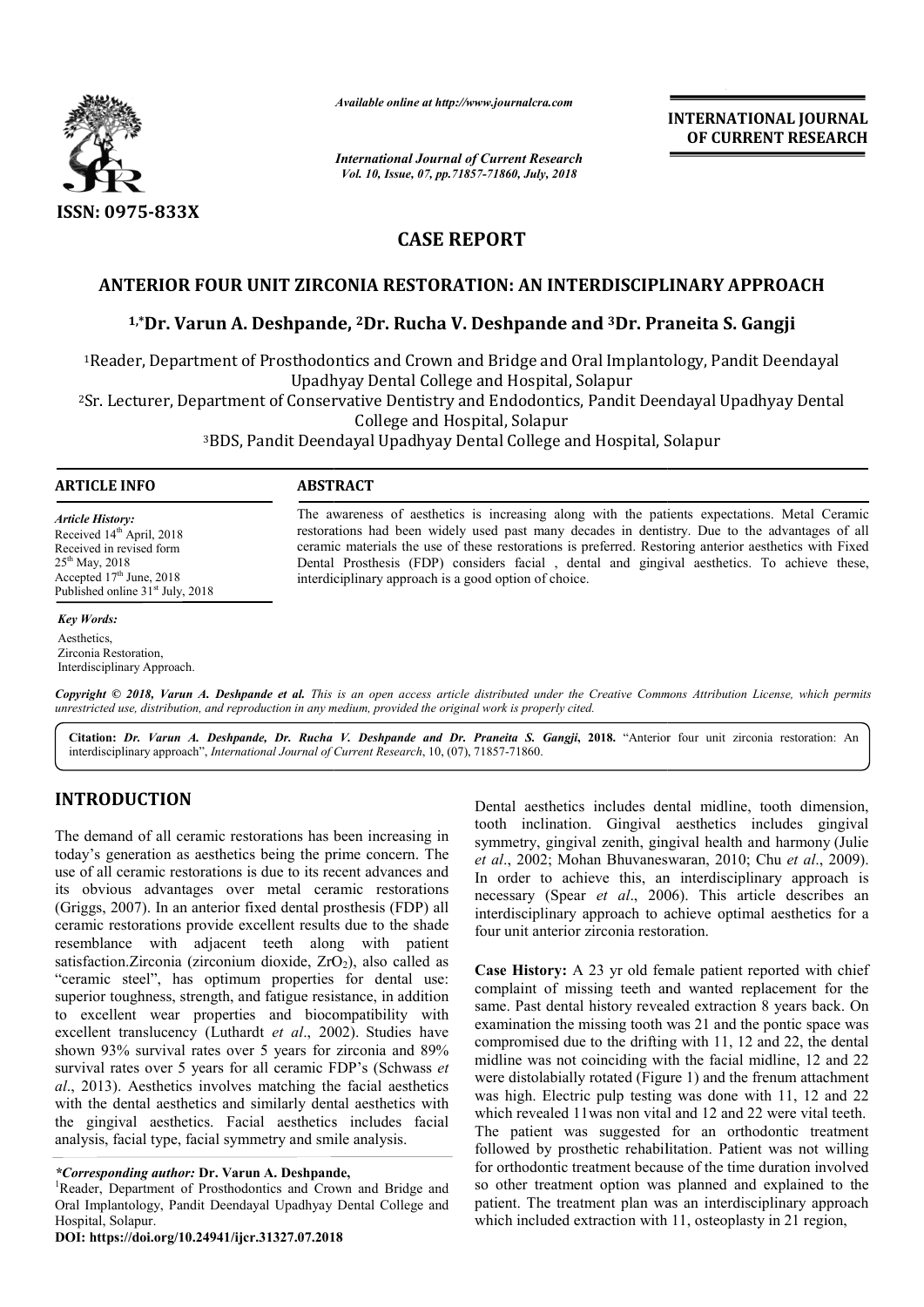ISSN: 0975-833X

*Available online at http://www.journalcra.com*

*International Journal of Current Research*
*Vol. 10, Issue, 07, pp.71857-71860, July, 2018*

**INTERNATIONAL JOURNAL OF CURRENT RESEARCH**

# CASE REPORT

## ANTERIOR FOUR UNIT ZIRCONIA RESTORATION: AN INTERDISCIPLINARY APPROACH

**[1,*]Dr. Varun A. Deshpande, [2]Dr. Rucha V. Deshpande and [3]Dr. Praneita S. Gangji**

[1]Reader, Department of Prosthodontics and Crown and Bridge and Oral Implantology, Pandit Deendayal Upadhyay Dental College and Hospital, Solapur

[2]Sr. Lecturer, Department of Conservative Dentistry and Endodontics, Pandit Deendayal Upadhyay Dental College and Hospital, Solapur

[3]BDS, Pandit Deendayal Upadhyay Dental College and Hospital, Solapur

### ARTICLE INFO

*Article History:*
Received 14th April, 2018
Received in revised form
25th May, 2018
Accepted 17th June, 2018
Published online 31st July, 2018

*Key Words:*
Aesthetics,
Zirconia Restoration,
Interdisciplinary Approach.

### ABSTRACT

The awareness of aesthetics is increasing along with the patients expectations. Metal Ceramic restorations had been widely used past many decades in dentistry. Due to the advantages of all ceramic materials the use of these restorations is preferred. Restoring anterior aesthetics with Fixed Dental Prosthesis (FDP) considers facial , dental and gingival aesthetics. To achieve these, interdisciplinary approach is a good option of choice.

*Copyright © 2018, Varun A. Deshpande et al. This is an open access article distributed under the Creative Commons Attribution License, which permits unrestricted use, distribution, and reproduction in any medium, provided the original work is properly cited.*

**Citation:** *Dr. Varun A. Deshpande, Dr. Rucha V. Deshpande and Dr. Praneita S. Gangji***, 2018.** "Anterior four unit zirconia restoration: An interdisciplinary approach", *International Journal of Current Research*, 10, (07), 71857-71860.

## INTRODUCTION

The demand of all ceramic restorations has been increasing in today's generation as aesthetics being the prime concern. The use of all ceramic restorations is due to its recent advances and its obvious advantages over metal ceramic restorations (Griggs, 2007). In an anterior fixed dental prosthesis (FDP) all ceramic restorations provide excellent results due to the shade resemblance with adjacent teeth along with patient satisfaction.Zirconia (zirconium dioxide, $ZrO_2$), also called as "ceramic steel", has optimum properties for dental use: superior toughness, strength, and fatigue resistance, in addition to excellent wear properties and biocompatibility with excellent translucency (Luthardt *et al*., 2002). Studies have shown 93% survival rates over 5 years for zirconia and 89% survival rates over 5 years for all ceramic FDP's (Schwass *et al*., 2013). Aesthetics involves matching the facial aesthetics with the dental aesthetics and similarly dental aesthetics with the gingival aesthetics. Facial aesthetics includes facial analysis, facial type, facial symmetry and smile analysis.

Dental aesthetics includes dental midline, tooth dimension, tooth inclination. Gingival aesthetics includes gingival symmetry, gingival zenith, gingival health and harmony (Julie *et al*., 2002; Mohan Bhuvaneswaran, 2010; Chu *et al*., 2009). In order to achieve this, an interdisciplinary approach is necessary (Spear *et al*., 2006). This article describes an interdisciplinary approach to achieve optimal aesthetics for a four unit anterior zirconia restoration.

**Case History:** A 23 yr old female patient reported with chief complaint of missing teeth and wanted replacement for the same. Past dental history revealed extraction 8 years back. On examination the missing tooth was 21 and the pontic space was compromised due to the drifting with 11, 12 and 22, the dental midline was not coinciding with the facial midline, 12 and 22 were distolabially rotated (Figure 1) and the frenum attachment was high. Electric pulp testing was done with 11, 12 and 22 which revealed 11was non vital and 12 and 22 were vital teeth. The patient was suggested for an orthodontic treatment followed by prosthetic rehabilitation. Patient was not willing for orthodontic treatment because of the time duration involved so other treatment option was planned and explained to the patient. The treatment plan was an interdisciplinary approach which included extraction with 11, osteoplasty in 21 region,

***Corresponding author:** Dr. Varun A. Deshpande,
[1]Reader, Department of Prosthodontics and Crown and Bridge and Oral Implantology, Pandit Deendayal Upadhyay Dental College and Hospital, Solapur.

**DOI: https://doi.org/10.24941/ijcr.31327.07.2018**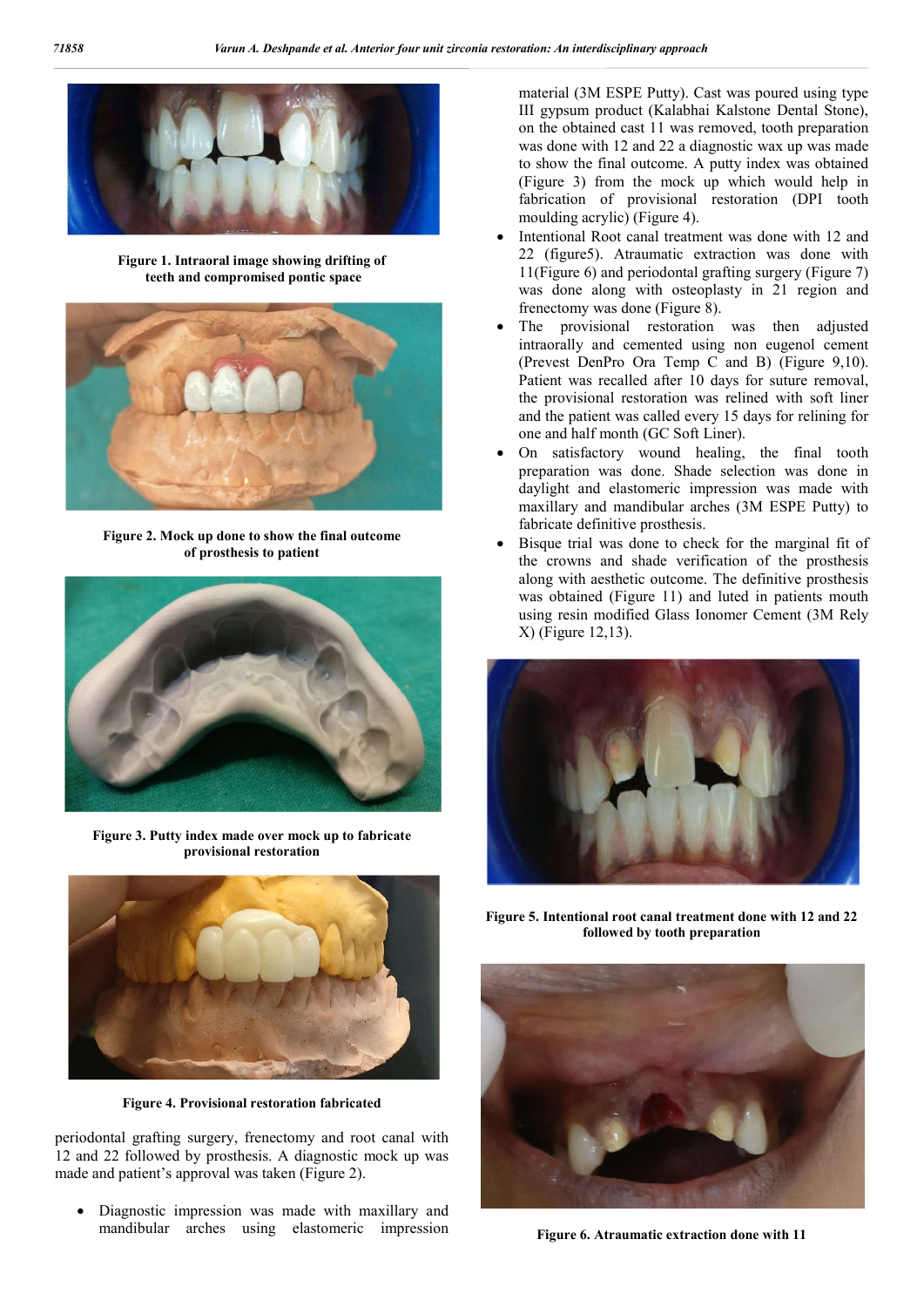Figure 1. Intraoral image showing drifting of teeth and compromised pontic space

Figure 2. Mock up done to show the final outcome of prosthesis to patient

Figure 3. Putty index made over mock up to fabricate provisional restoration

Figure 4. Provisional restoration fabricated

periodontal grafting surgery, frenectomy and root canal with 12 and 22 followed by prosthesis. A diagnostic mock up was made and patient's approval was taken (Figure 2).

- Diagnostic impression was made with maxillary and mandibular arches using elastomeric impression material (3M ESPE Putty). Cast was poured using type III gypsum product (Kalabhai Kalstone Dental Stone), on the obtained cast 11 was removed, tooth preparation was done with 12 and 22 a diagnostic wax up was made to show the final outcome. A putty index was obtained (Figure 3) from the mock up which would help in fabrication of provisional restoration (DPI tooth moulding acrylic) (Figure 4).
- Intentional Root canal treatment was done with 12 and 22 (figure5). Atraumatic extraction was done with 11(Figure 6) and periodontal grafting surgery (Figure 7) was done along with osteoplasty in 21 region and frenectomy was done (Figure 8).
- The provisional restoration was then adjusted intraorally and cemented using non eugenol cement (Prevest DenPro Ora Temp C and B) (Figure 9,10). Patient was recalled after 10 days for suture removal, the provisional restoration was relined with soft liner and the patient was called every 15 days for relining for one and half month (GC Soft Liner).
- On satisfactory wound healing, the final tooth preparation was done. Shade selection was done in daylight and elastomeric impression was made with maxillary and mandibular arches (3M ESPE Putty) to fabricate definitive prosthesis.
- Bisque trial was done to check for the marginal fit of the crowns and shade verification of the prosthesis along with aesthetic outcome. The definitive prosthesis was obtained (Figure 11) and luted in patients mouth using resin modified Glass Ionomer Cement (3M Rely X) (Figure 12,13).

Figure 5. Intentional root canal treatment done with 12 and 22 followed by tooth preparation

Figure 6. Atraumatic extraction done with 11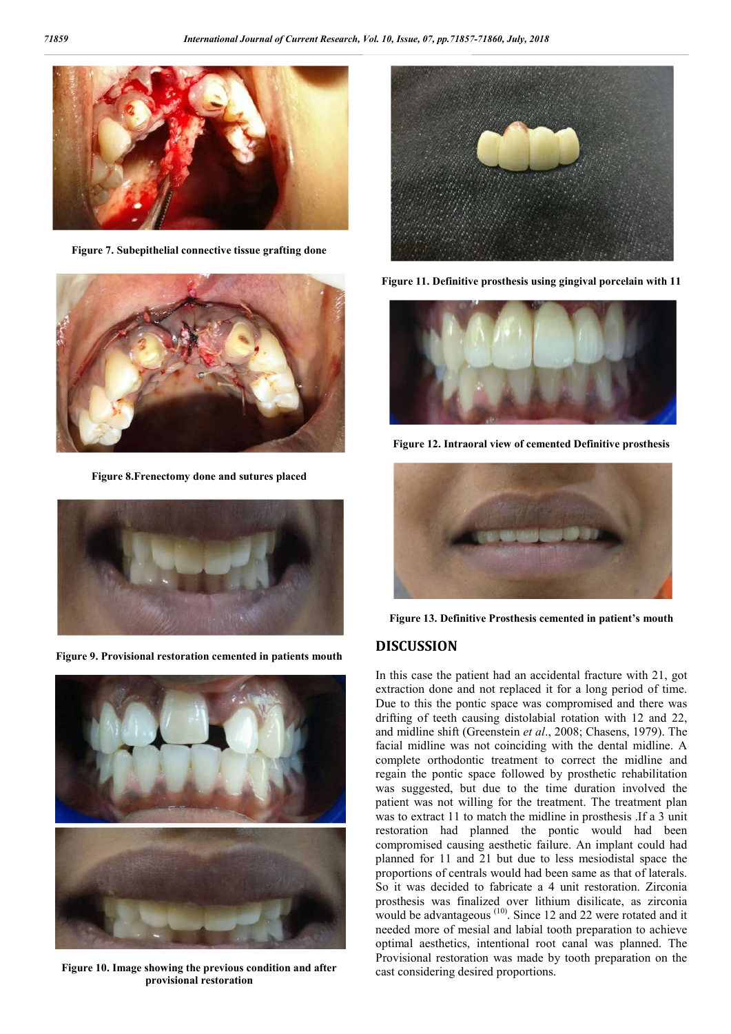Figure 7. Subepithelial connective tissue grafting done

Figure 8.Frenectomy done and sutures placed

Figure 9. Provisional restoration cemented in patients mouth

Figure 10. Image showing the previous condition and after provisional restoration

Figure 11. Definitive prosthesis using gingival porcelain with 11

Figure 12. Intraoral view of cemented Definitive prosthesis

Figure 13. Definitive Prosthesis cemented in patient's mouth

## DISCUSSION

In this case the patient had an accidental fracture with 21, got extraction done and not replaced it for a long period of time. Due to this the pontic space was compromised and there was drifting of teeth causing distolabial rotation with 12 and 22, and midline shift (Greenstein *et al*., 2008; Chasens, 1979). The facial midline was not coinciding with the dental midline. A complete orthodontic treatment to correct the midline and regain the pontic space followed by prosthetic rehabilitation was suggested, but due to the time duration involved the patient was not willing for the treatment. The treatment plan was to extract 11 to match the midline in prosthesis .If a 3 unit restoration had planned the pontic would had been compromised causing aesthetic failure. An implant could had planned for 11 and 21 but due to less mesiodistal space the proportions of centrals would had been same as that of laterals. So it was decided to fabricate a 4 unit restoration. Zirconia prosthesis was finalized over lithium disilicate, as zirconia would be advantageous [10]. Since 12 and 22 were rotated and it needed more of mesial and labial tooth preparation to achieve optimal aesthetics, intentional root canal was planned. The Provisional restoration was made by tooth preparation on the cast considering desired proportions.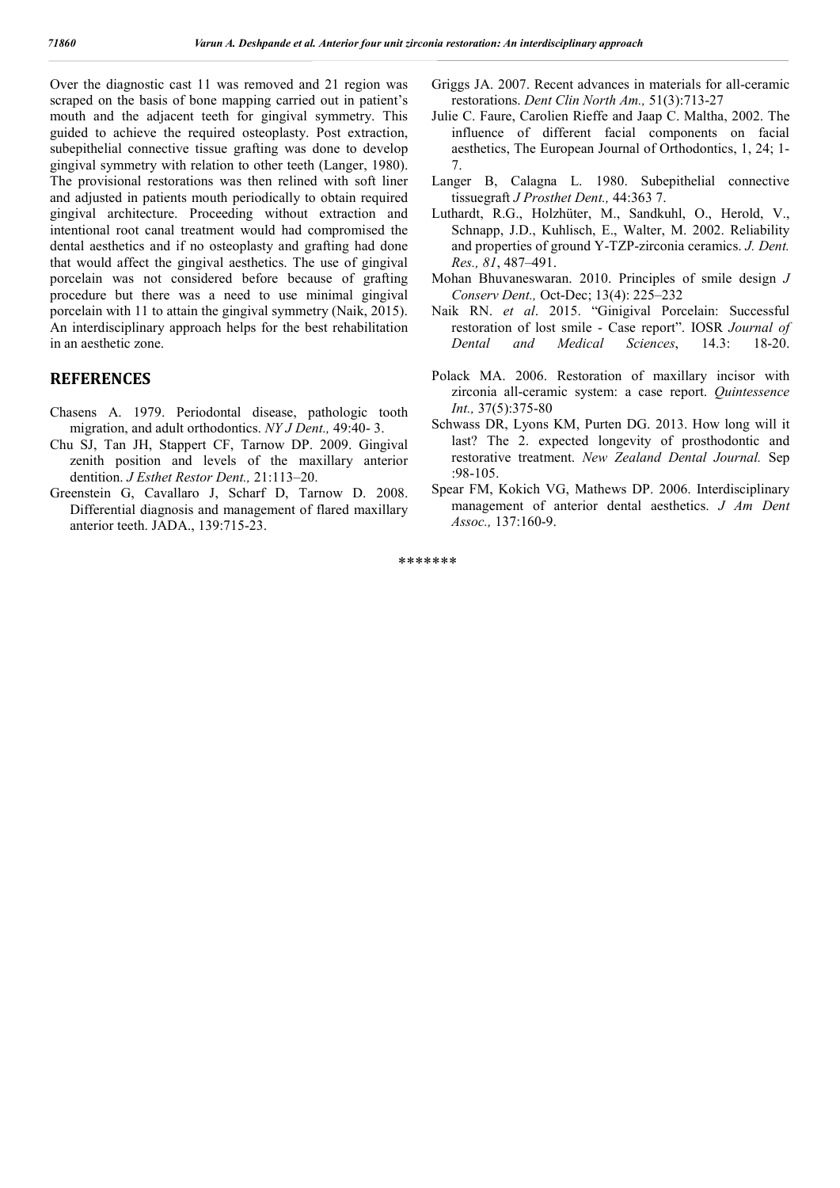Over the diagnostic cast 11 was removed and 21 region was scraped on the basis of bone mapping carried out in patient's mouth and the adjacent teeth for gingival symmetry. This guided to achieve the required osteoplasty. Post extraction, subepithelial connective tissue grafting was done to develop gingival symmetry with relation to other teeth (Langer, 1980). The provisional restorations was then relined with soft liner and adjusted in patients mouth periodically to obtain required gingival architecture. Proceeding without extraction and intentional root canal treatment would had compromised the dental aesthetics and if no osteoplasty and grafting had done that would affect the gingival aesthetics. The use of gingival porcelain was not considered before because of grafting procedure but there was a need to use minimal gingival porcelain with 11 to attain the gingival symmetry (Naik, 2015). An interdisciplinary approach helps for the best rehabilitation in an aesthetic zone.

## REFERENCES

Chasens A. 1979. Periodontal disease, pathologic tooth migration, and adult orthodontics. *NY J Dent.,* 49:40- 3.

Chu SJ, Tan JH, Stappert CF, Tarnow DP. 2009. Gingival zenith position and levels of the maxillary anterior dentition. *J Esthet Restor Dent.,* 21:113–20.

Greenstein G, Cavallaro J, Scharf D, Tarnow D. 2008. Differential diagnosis and management of flared maxillary anterior teeth. JADA., 139:715-23.

Griggs JA. 2007. Recent advances in materials for all-ceramic restorations. *Dent Clin North Am.,* 51(3):713-27

Julie C. Faure, Carolien Rieffe and Jaap C. Maltha, 2002. The influence of different facial components on facial aesthetics, The European Journal of Orthodontics, 1, 24; 1-7.

Langer B, Calagna L. 1980. Subepithelial connective tissuegraft *J Prosthet Dent.,* 44:363 7.

Luthardt, R.G., Holzhüter, M., Sandkuhl, O., Herold, V., Schnapp, J.D., Kuhlisch, E., Walter, M. 2002. Reliability and properties of ground Y-TZP-zirconia ceramics. *J. Dent. Res., 81*, 487–491.

Mohan Bhuvaneswaran. 2010. Principles of smile design *J Conserv Dent.,* Oct-Dec; 13(4): 225–232

Naik RN. *et al*. 2015. "Ginigival Porcelain: Successful restoration of lost smile - Case report". IOSR *Journal of Dental and Medical Sciences*, 14.3: 18-20.

Polack MA. 2006. Restoration of maxillary incisor with zirconia all-ceramic system: a case report. *Quintessence Int.,* 37(5):375-80

Schwass DR, Lyons KM, Purten DG. 2013. How long will it last? The 2. expected longevity of prosthodontic and restorative treatment. *New Zealand Dental Journal.* Sep :98-105.

Spear FM, Kokich VG, Mathews DP. 2006. Interdisciplinary management of anterior dental aesthetics. *J Am Dent Assoc.,* 137:160-9.

*******